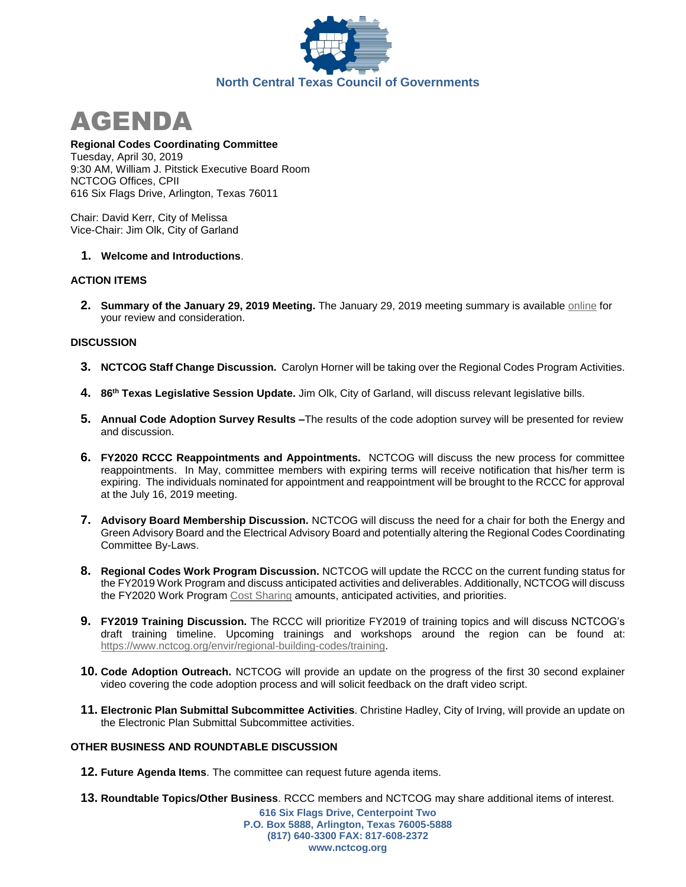North Central Texas Council of Governments

# AGENDA

**Regional Codes Coordinating Committee**
Tuesday, April 30, 2019
9:30 AM, William J. Pitstick Executive Board Room
NCTCOG Offices, CPII
616 Six Flags Drive, Arlington, Texas 76011

Chair: David Kerr, City of Melissa
Vice-Chair: Jim Olk, City of Garland

1. **Welcome and Introductions**.

**ACTION ITEMS**

2. **Summary of the January 29, 2019 Meeting.** The January 29, 2019 meeting summary is available online for your review and consideration.

**DISCUSSION**

3. **NCTCOG Staff Change Discussion.** Carolyn Horner will be taking over the Regional Codes Program Activities.
4. **86th Texas Legislative Session Update.** Jim Olk, City of Garland, will discuss relevant legislative bills.
5. **Annual Code Adoption Survey Results –**The results of the code adoption survey will be presented for review and discussion.
6. **FY2020 RCCC Reappointments and Appointments.** NCTCOG will discuss the new process for committee reappointments. In May, committee members with expiring terms will receive notification that his/her term is expiring. The individuals nominated for appointment and reappointment will be brought to the RCCC for approval at the July 16, 2019 meeting.
7. **Advisory Board Membership Discussion.** NCTCOG will discuss the need for a chair for both the Energy and Green Advisory Board and the Electrical Advisory Board and potentially altering the Regional Codes Coordinating Committee By-Laws.
8. **Regional Codes Work Program Discussion.** NCTCOG will update the RCCC on the current funding status for the FY2019 Work Program and discuss anticipated activities and deliverables. Additionally, NCTCOG will discuss the FY2020 Work Program Cost Sharing amounts, anticipated activities, and priorities.
9. **FY2019 Training Discussion.** The RCCC will prioritize FY2019 of training topics and will discuss NCTCOG's draft training timeline. Upcoming trainings and workshops around the region can be found at: https://www.nctcog.org/envir/regional-building-codes/training.
10. **Code Adoption Outreach.** NCTCOG will provide an update on the progress of the first 30 second explainer video covering the code adoption process and will solicit feedback on the draft video script.
11. **Electronic Plan Submittal Subcommittee Activities**. Christine Hadley, City of Irving, will provide an update on the Electronic Plan Submittal Subcommittee activities.

**OTHER BUSINESS AND ROUNDTABLE DISCUSSION**

12. **Future Agenda Items**. The committee can request future agenda items.
13. **Roundtable Topics/Other Business**. RCCC members and NCTCOG may share additional items of interest.

**616 Six Flags Drive, Centerpoint Two**
**P.O. Box 5888, Arlington, Texas 76005-5888**
**(817) 640-3300 FAX: 817-608-2372**
**www.nctcog.org**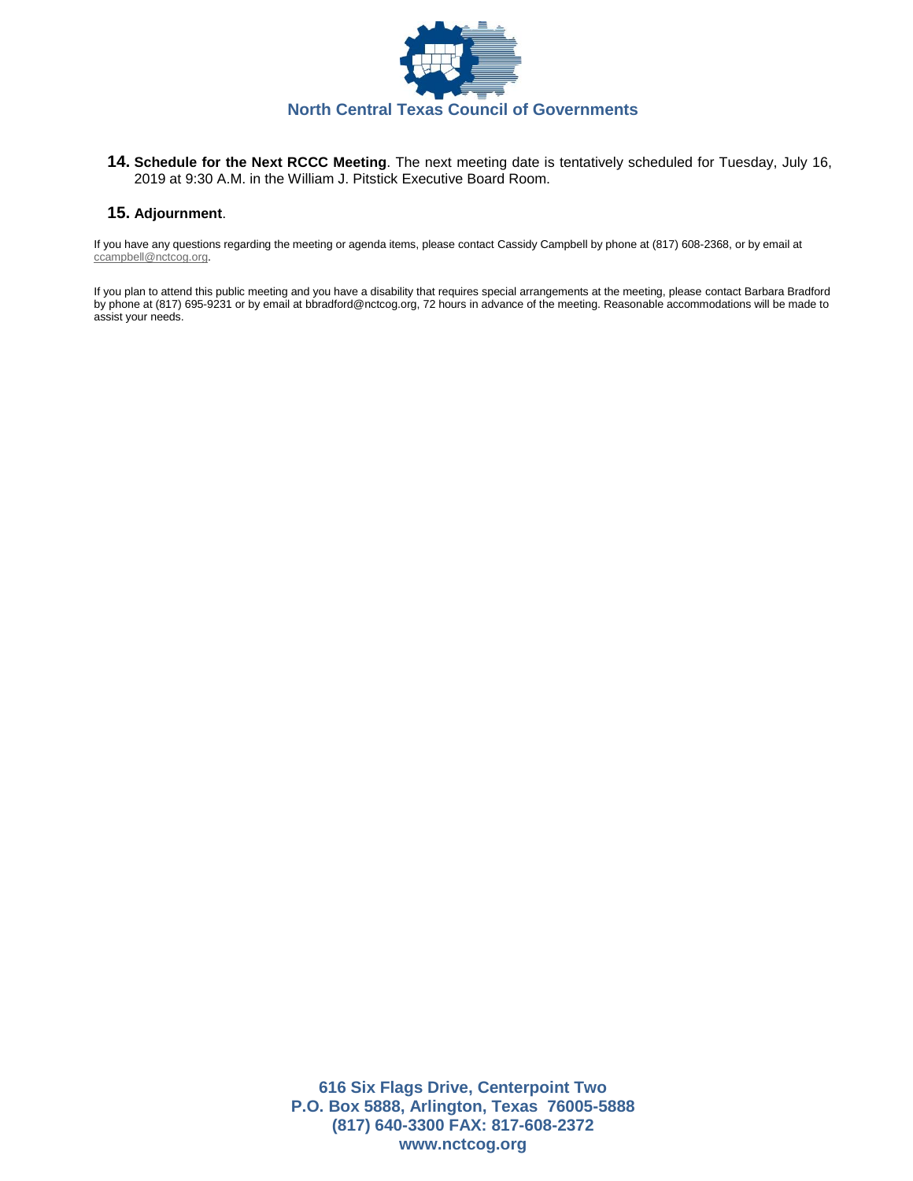North Central Texas Council of Governments

**14. Schedule for the Next RCCC Meeting**. The next meeting date is tentatively scheduled for Tuesday, July 16, 2019 at 9:30 A.M. in the William J. Pitstick Executive Board Room.

**15. Adjournment**.

If you have any questions regarding the meeting or agenda items, please contact Cassidy Campbell by phone at (817) 608-2368, or by email at ccampbell@nctcog.org.

If you plan to attend this public meeting and you have a disability that requires special arrangements at the meeting, please contact Barbara Bradford by phone at (817) 695-9231 or by email at bbradford@nctcog.org, 72 hours in advance of the meeting. Reasonable accommodations will be made to assist your needs.

**616 Six Flags Drive, Centerpoint Two**
**P.O. Box 5888, Arlington, Texas 76005-5888**
**(817) 640-3300 FAX: 817-608-2372**
**www.nctcog.org**